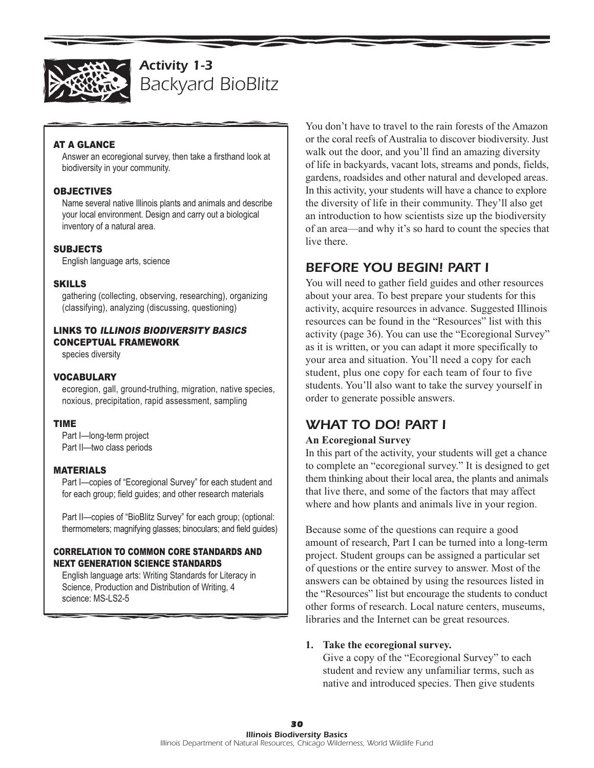# Activity 1-3
# Backyard BioBlitz

**AT A GLANCE**

Answer an ecoregional survey, then take a firsthand look at biodiversity in your community.

**OBJECTIVES**

Name several native Illinois plants and animals and describe your local environment. Design and carry out a biological inventory of a natural area.

**SUBJECTS**

English language arts, science

**SKILLS**

gathering (collecting, observing, researching), organizing (classifying), analyzing (discussing, questioning)

**LINKS TO *ILLINOIS BIODIVERSITY BASICS* CONCEPTUAL FRAMEWORK**

species diversity

**VOCABULARY**

ecoregion, gall, ground-truthing, migration, native species, noxious, precipitation, rapid assessment, sampling

**TIME**

Part I—long-term project
Part II—two class periods

**MATERIALS**

Part I—copies of "Ecoregional Survey" for each student and for each group; field guides; and other research materials

Part II—copies of "BioBlitz Survey" for each group; (optional: thermometers; magnifying glasses; binoculars; and field guides)

**CORRELATION TO COMMON CORE STANDARDS AND NEXT GENERATION SCIENCE STANDARDS**

English language arts: Writing Standards for Literacy in Science, Production and Distribution of Writing, 4
science: MS-LS2-5

You don't have to travel to the rain forests of the Amazon or the coral reefs of Australia to discover biodiversity. Just walk out the door, and you'll find an amazing diversity of life in backyards, vacant lots, streams and ponds, fields, gardens, roadsides and other natural and developed areas. In this activity, your students will have a chance to explore the diversity of life in their community. They'll also get an introduction to how scientists size up the biodiversity of an area—and why it's so hard to count the species that live there.

## BEFORE YOU BEGIN! PART I

You will need to gather field guides and other resources about your area. To best prepare your students for this activity, acquire resources in advance. Suggested Illinois resources can be found in the "Resources" list with this activity (page 36). You can use the "Ecoregional Survey" as it is written, or you can adapt it more specifically to your area and situation. You'll need a copy for each student, plus one copy for each team of four to five students. You'll also want to take the survey yourself in order to generate possible answers.

## WHAT TO DO! PART I

**An Ecoregional Survey**

In this part of the activity, your students will get a chance to complete an "ecoregional survey." It is designed to get them thinking about their local area, the plants and animals that live there, and some of the factors that may affect where and how plants and animals live in your region.

Because some of the questions can require a good amount of research, Part I can be turned into a long-term project. Student groups can be assigned a particular set of questions or the entire survey to answer. Most of the answers can be obtained by using the resources listed in the "Resources" list but encourage the students to conduct other forms of research. Local nature centers, museums, libraries and the Internet can be great resources.

1. **Take the ecoregional survey.**
   Give a copy of the "Ecoregional Survey" to each student and review any unfamiliar terms, such as native and introduced species. Then give students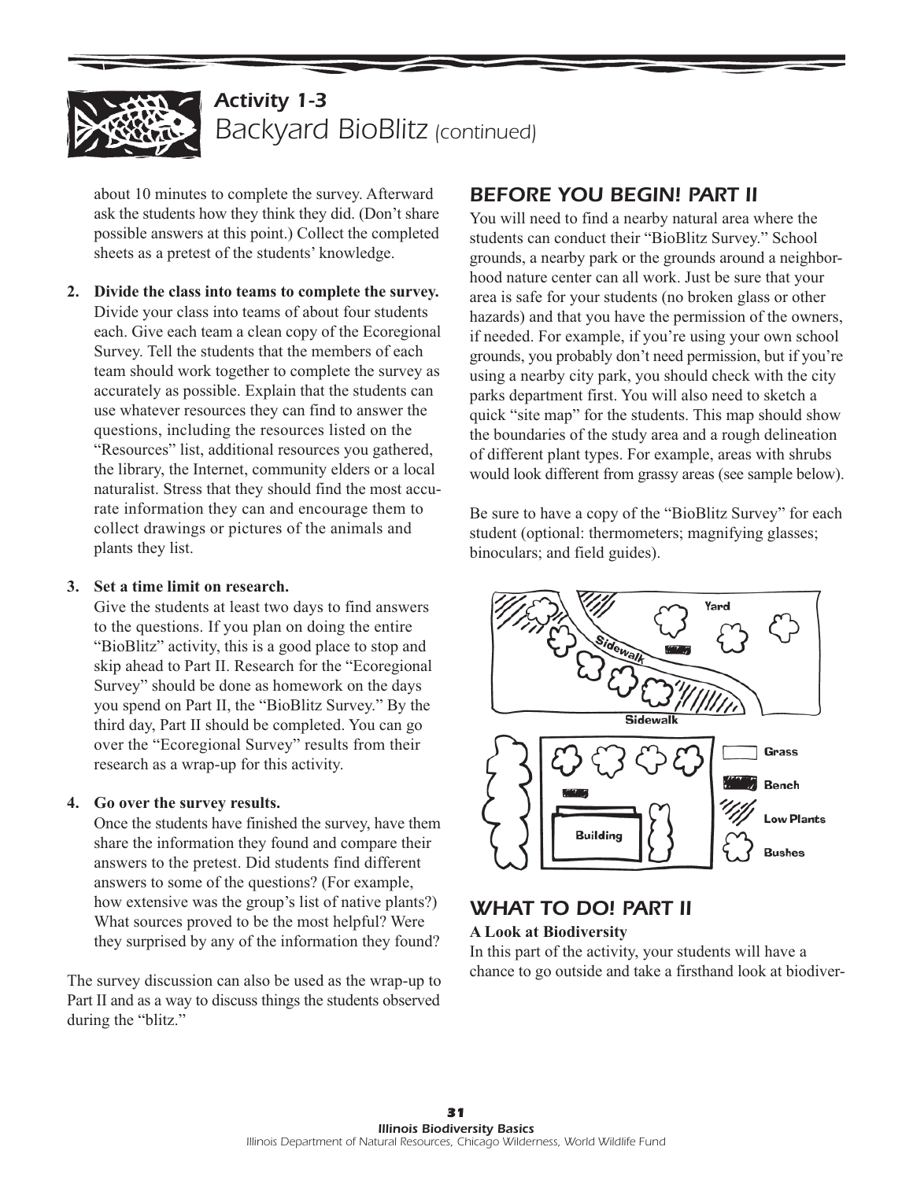## Activity 1-3
# Backyard BioBlitz *(continued)*

about 10 minutes to complete the survey. Afterward ask the students how they think they did. (Don't share possible answers at this point.) Collect the completed sheets as a pretest of the students' knowledge.

2. **Divide the class into teams to complete the survey.** Divide your class into teams of about four students each. Give each team a clean copy of the Ecoregional Survey. Tell the students that the members of each team should work together to complete the survey as accurately as possible. Explain that the students can use whatever resources they can find to answer the questions, including the resources listed on the "Resources" list, additional resources you gathered, the library, the Internet, community elders or a local naturalist. Stress that they should find the most accurate information they can and encourage them to collect drawings or pictures of the animals and plants they list.

3. **Set a time limit on research.** Give the students at least two days to find answers to the questions. If you plan on doing the entire "BioBlitz" activity, this is a good place to stop and skip ahead to Part II. Research for the "Ecoregional Survey" should be done as homework on the days you spend on Part II, the "BioBlitz Survey." By the third day, Part II should be completed. You can go over the "Ecoregional Survey" results from their research as a wrap-up for this activity.

4. **Go over the survey results.** Once the students have finished the survey, have them share the information they found and compare their answers to the pretest. Did students find different answers to some of the questions? (For example, how extensive was the group's list of native plants?) What sources proved to be the most helpful? Were they surprised by any of the information they found?

The survey discussion can also be used as the wrap-up to Part II and as a way to discuss things the students observed during the "blitz."

## BEFORE YOU BEGIN! PART II

You will need to find a nearby natural area where the students can conduct their "BioBlitz Survey." School grounds, a nearby park or the grounds around a neighborhood nature center can all work. Just be sure that your area is safe for your students (no broken glass or other hazards) and that you have the permission of the owners, if needed. For example, if you're using your own school grounds, you probably don't need permission, but if you're using a nearby city park, you should check with the city parks department first. You will also need to sketch a quick "site map" for the students. This map should show the boundaries of the study area and a rough delineation of different plant types. For example, areas with shrubs would look different from grassy areas (see sample below).

Be sure to have a copy of the "BioBlitz Survey" for each student (optional: thermometers; magnifying glasses; binoculars; and field guides).

Yard

Sidewalk

Sidewalk

Building

Grass

Bench

Low Plants

Bushes

## WHAT TO DO! PART II

**A Look at Biodiversity**

In this part of the activity, your students will have a chance to go outside and take a firsthand look at biodiver-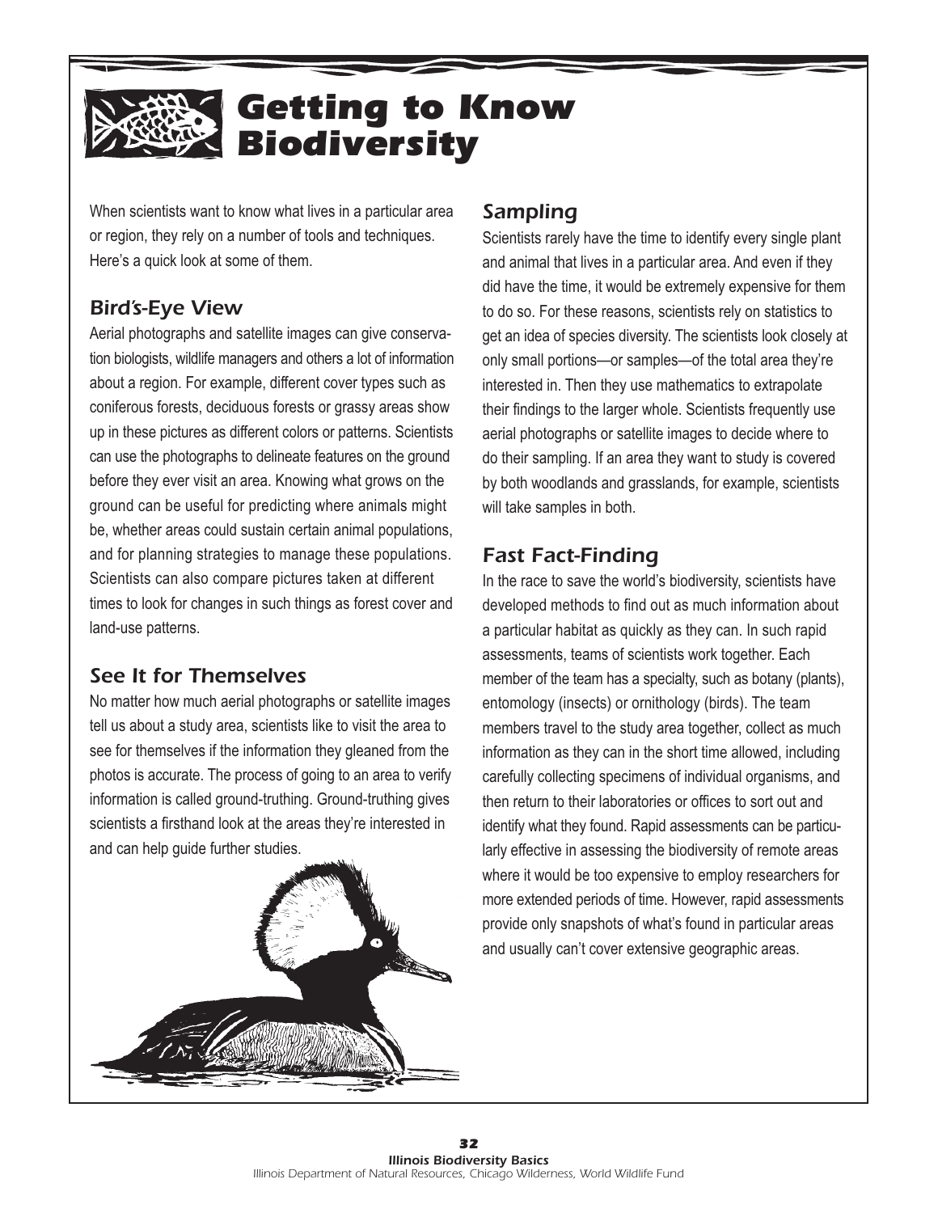# Getting to Know Biodiversity

When scientists want to know what lives in a particular area or region, they rely on a number of tools and techniques. Here's a quick look at some of them.

## *Bird's-Eye View*

Aerial photographs and satellite images can give conservation biologists, wildlife managers and others a lot of information about a region. For example, different cover types such as coniferous forests, deciduous forests or grassy areas show up in these pictures as different colors or patterns. Scientists can use the photographs to delineate features on the ground before they ever visit an area. Knowing what grows on the ground can be useful for predicting where animals might be, whether areas could sustain certain animal populations, and for planning strategies to manage these populations. Scientists can also compare pictures taken at different times to look for changes in such things as forest cover and land-use patterns.

## *See It for Themselves*

No matter how much aerial photographs or satellite images tell us about a study area, scientists like to visit the area to see for themselves if the information they gleaned from the photos is accurate. The process of going to an area to verify information is called ground-truthing. Ground-truthing gives scientists a firsthand look at the areas they're interested in and can help guide further studies.

## *Sampling*

Scientists rarely have the time to identify every single plant and animal that lives in a particular area. And even if they did have the time, it would be extremely expensive for them to do so. For these reasons, scientists rely on statistics to get an idea of species diversity. The scientists look closely at only small portions—or samples—of the total area they're interested in. Then they use mathematics to extrapolate their findings to the larger whole. Scientists frequently use aerial photographs or satellite images to decide where to do their sampling. If an area they want to study is covered by both woodlands and grasslands, for example, scientists will take samples in both.

## *Fast Fact-Finding*

In the race to save the world's biodiversity, scientists have developed methods to find out as much information about a particular habitat as quickly as they can. In such rapid assessments, teams of scientists work together. Each member of the team has a specialty, such as botany (plants), entomology (insects) or ornithology (birds). The team members travel to the study area together, collect as much information as they can in the short time allowed, including carefully collecting specimens of individual organisms, and then return to their laboratories or offices to sort out and identify what they found. Rapid assessments can be particularly effective in assessing the biodiversity of remote areas where it would be too expensive to employ researchers for more extended periods of time. However, rapid assessments provide only snapshots of what's found in particular areas and usually can't cover extensive geographic areas.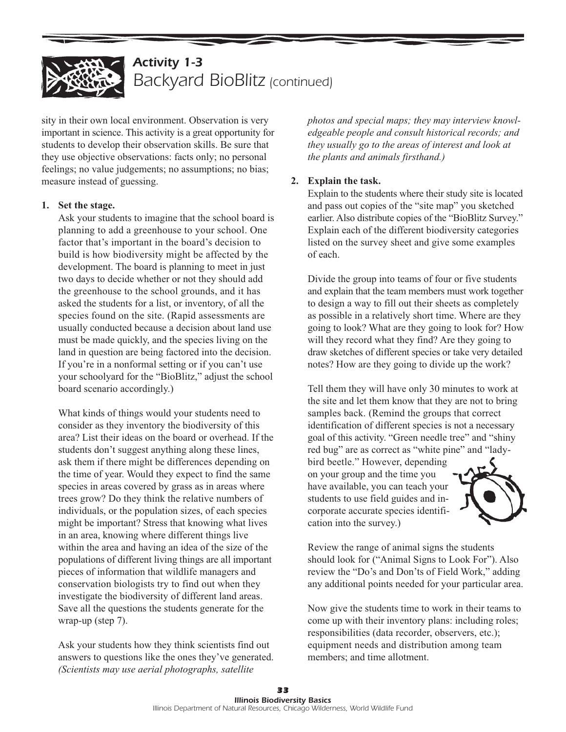## *Activity 1-3*
## Backyard BioBlitz *(continued)*

sity in their own local environment. Observation is very important in science. This activity is a great opportunity for students to develop their observation skills. Be sure that they use objective observations: facts only; no personal feelings; no value judgements; no assumptions; no bias; measure instead of guessing.

1. **Set the stage.**

   Ask your students to imagine that the school board is planning to add a greenhouse to your school. One factor that's important in the board's decision to build is how biodiversity might be affected by the development. The board is planning to meet in just two days to decide whether or not they should add the greenhouse to the school grounds, and it has asked the students for a list, or inventory, of all the species found on the site. (Rapid assessments are usually conducted because a decision about land use must be made quickly, and the species living on the land in question are being factored into the decision. If you're in a nonformal setting or if you can't use your schoolyard for the "BioBlitz," adjust the school board scenario accordingly.)

   What kinds of things would your students need to consider as they inventory the biodiversity of this area? List their ideas on the board or overhead. If the students don't suggest anything along these lines, ask them if there might be differences depending on the time of year. Would they expect to find the same species in areas covered by grass as in areas where trees grow? Do they think the relative numbers of individuals, or the population sizes, of each species might be important? Stress that knowing what lives in an area, knowing where different things live within the area and having an idea of the size of the populations of different living things are all important pieces of information that wildlife managers and conservation biologists try to find out when they investigate the biodiversity of different land areas. Save all the questions the students generate for the wrap-up (step 7).

   Ask your students how they think scientists find out answers to questions like the ones they've generated. *(Scientists may use aerial photographs, satellite photos and special maps; they may interview knowledgeable people and consult historical records; and they usually go to the areas of interest and look at the plants and animals firsthand.)*

2. **Explain the task.**

   Explain to the students where their study site is located and pass out copies of the "site map" you sketched earlier. Also distribute copies of the "BioBlitz Survey." Explain each of the different biodiversity categories listed on the survey sheet and give some examples of each.

   Divide the group into teams of four or five students and explain that the team members must work together to design a way to fill out their sheets as completely as possible in a relatively short time. Where are they going to look? What are they going to look for? How will they record what they find? Are they going to draw sketches of different species or take very detailed notes? How are they going to divide up the work?

   Tell them they will have only 30 minutes to work at the site and let them know that they are not to bring samples back. (Remind the groups that correct identification of different species is not a necessary goal of this activity. "Green needle tree" and "shiny red bug" are as correct as "white pine" and "ladybird beetle." However, depending on your group and the time you have available, you can teach your students to use field guides and incorporate accurate species identification into the survey.)

   Review the range of animal signs the students should look for ("Animal Signs to Look For"). Also review the "Do's and Don'ts of Field Work," adding any additional points needed for your particular area.

   Now give the students time to work in their teams to come up with their inventory plans: including roles; responsibilities (data recorder, observers, etc.); equipment needs and distribution among team members; and time allotment.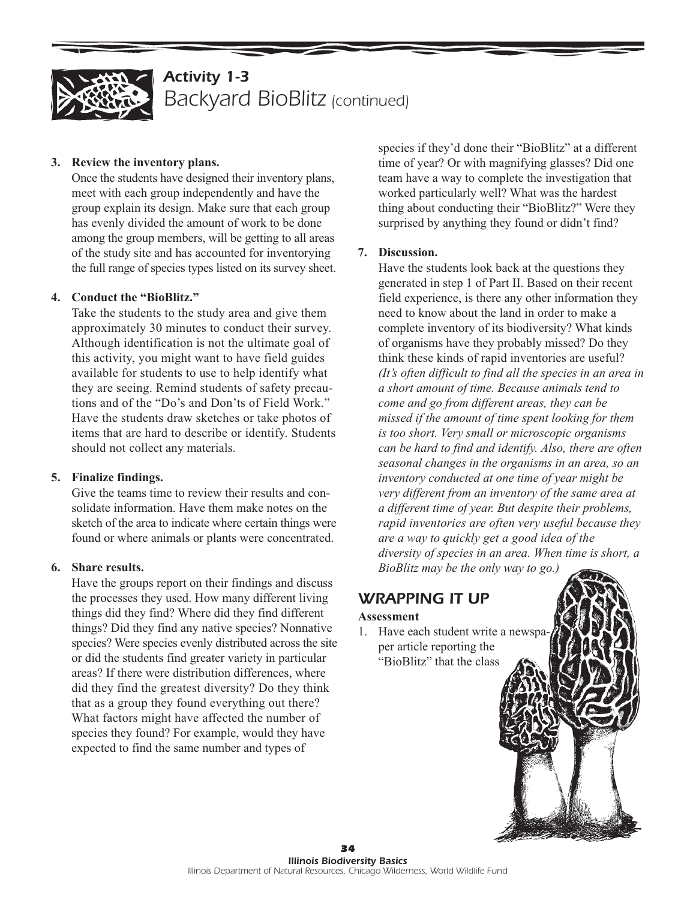## Activity 1-3
# Backyard BioBlitz *(continued)*

**3. Review the inventory plans.**

Once the students have designed their inventory plans, meet with each group independently and have the group explain its design. Make sure that each group has evenly divided the amount of work to be done among the group members, will be getting to all areas of the study site and has accounted for inventorying the full range of species types listed on its survey sheet.

**4. Conduct the "BioBlitz."**

Take the students to the study area and give them approximately 30 minutes to conduct their survey. Although identification is not the ultimate goal of this activity, you might want to have field guides available for students to use to help identify what they are seeing. Remind students of safety precautions and of the "Do's and Don'ts of Field Work." Have the students draw sketches or take photos of items that are hard to describe or identify. Students should not collect any materials.

**5. Finalize findings.**

Give the teams time to review their results and consolidate information. Have them make notes on the sketch of the area to indicate where certain things were found or where animals or plants were concentrated.

**6. Share results.**

Have the groups report on their findings and discuss the processes they used. How many different living things did they find? Where did they find different things? Did they find any native species? Nonnative species? Were species evenly distributed across the site or did the students find greater variety in particular areas? If there were distribution differences, where did they find the greatest diversity? Do they think that as a group they found everything out there? What factors might have affected the number of species they found? For example, would they have expected to find the same number and types of species if they'd done their "BioBlitz" at a different time of year? Or with magnifying glasses? Did one team have a way to complete the investigation that worked particularly well? What was the hardest thing about conducting their "BioBlitz?" Were they surprised by anything they found or didn't find?

**7. Discussion.**

Have the students look back at the questions they generated in step 1 of Part II. Based on their recent field experience, is there any other information they need to know about the land in order to make a complete inventory of its biodiversity? What kinds of organisms have they probably missed? Do they think these kinds of rapid inventories are useful? *(It's often difficult to find all the species in an area in a short amount of time. Because animals tend to come and go from different areas, they can be missed if the amount of time spent looking for them is too short. Very small or microscopic organisms can be hard to find and identify. Also, there are often seasonal changes in the organisms in an area, so an inventory conducted at one time of year might be very different from an inventory of the same area at a different time of year. But despite their problems, rapid inventories are often very useful because they are a way to quickly get a good idea of the diversity of species in an area. When time is short, a BioBlitz may be the only way to go.)*

## WRAPPING IT UP

**Assessment**

1. Have each student write a newspaper article reporting the "BioBlitz" that the class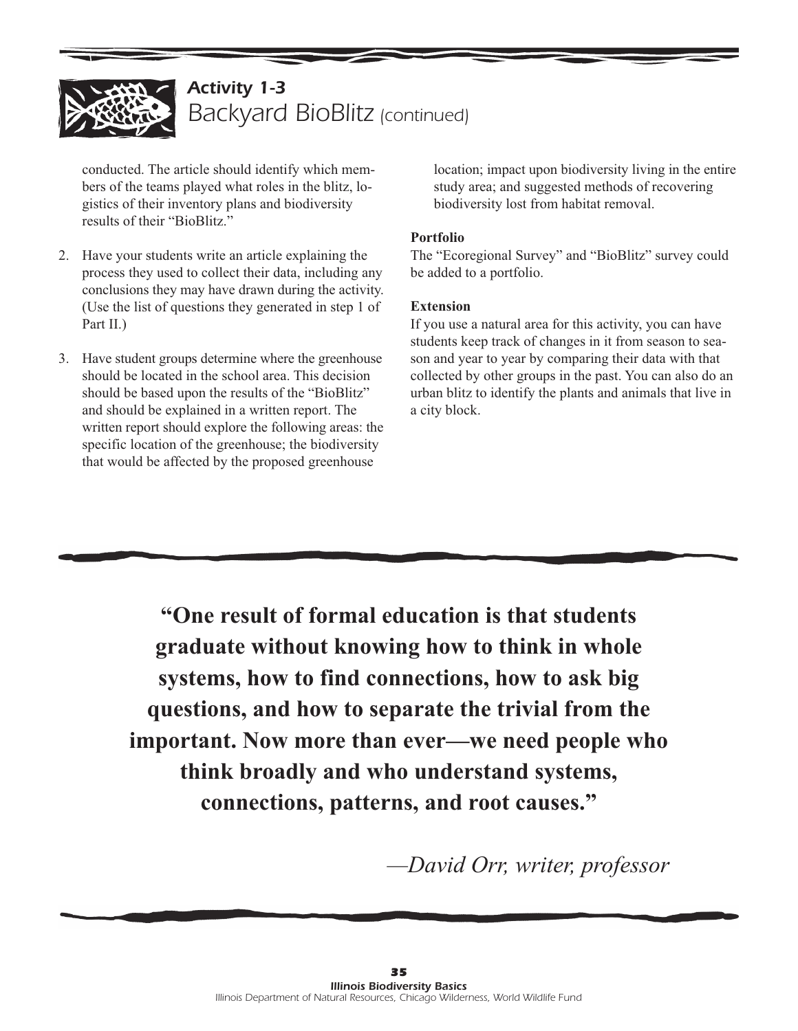## Activity 1-3 Backyard BioBlitz (continued)

conducted. The article should identify which members of the teams played what roles in the blitz, logistics of their inventory plans and biodiversity results of their "BioBlitz."

2. Have your students write an article explaining the process they used to collect their data, including any conclusions they may have drawn during the activity. (Use the list of questions they generated in step 1 of Part II.)

3. Have student groups determine where the greenhouse should be located in the school area. This decision should be based upon the results of the "BioBlitz" and should be explained in a written report. The written report should explore the following areas: the specific location of the greenhouse; the biodiversity that would be affected by the proposed greenhouse location; impact upon biodiversity living in the entire study area; and suggested methods of recovering biodiversity lost from habitat removal.

**Portfolio**

The "Ecoregional Survey" and "BioBlitz" survey could be added to a portfolio.

**Extension**

If you use a natural area for this activity, you can have students keep track of changes in it from season to season and year to year by comparing their data with that collected by other groups in the past. You can also do an urban blitz to identify the plants and animals that live in a city block.

---

**"One result of formal education is that students graduate without knowing how to think in whole systems, how to find connections, how to ask big questions, and how to separate the trivial from the important. Now more than ever—we need people who think broadly and who understand systems, connections, patterns, and root causes."**

*—David Orr, writer, professor*

---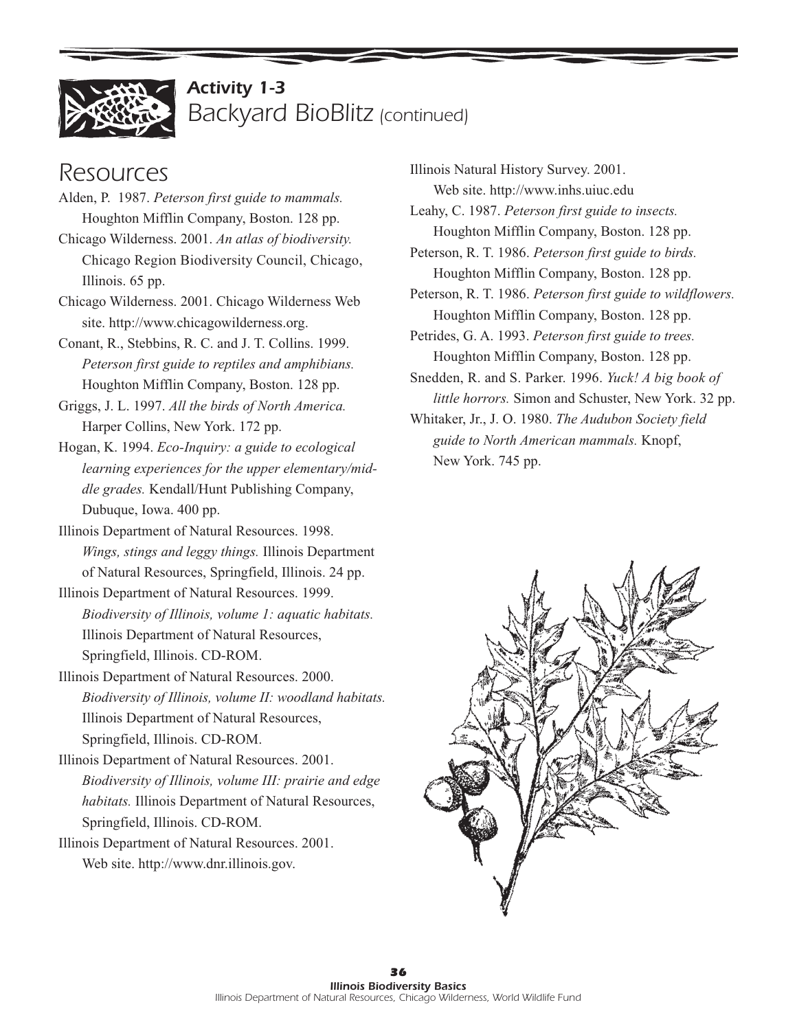# Activity 1-3 Backyard BioBlitz (continued)

## Resources

Alden, P. 1987. *Peterson first guide to mammals.* Houghton Mifflin Company, Boston. 128 pp.

Chicago Wilderness. 2001. *An atlas of biodiversity.* Chicago Region Biodiversity Council, Chicago, Illinois. 65 pp.

Chicago Wilderness. 2001. Chicago Wilderness Web site. http://www.chicagowilderness.org.

Conant, R., Stebbins, R. C. and J. T. Collins. 1999. *Peterson first guide to reptiles and amphibians.* Houghton Mifflin Company, Boston. 128 pp.

Griggs, J. L. 1997. *All the birds of North America.* Harper Collins, New York. 172 pp.

Hogan, K. 1994. *Eco-Inquiry: a guide to ecological learning experiences for the upper elementary/middle grades.* Kendall/Hunt Publishing Company, Dubuque, Iowa. 400 pp.

Illinois Department of Natural Resources. 1998. *Wings, stings and leggy things.* Illinois Department of Natural Resources, Springfield, Illinois. 24 pp.

Illinois Department of Natural Resources. 1999. *Biodiversity of Illinois, volume 1: aquatic habitats.* Illinois Department of Natural Resources, Springfield, Illinois. CD-ROM.

Illinois Department of Natural Resources. 2000. *Biodiversity of Illinois, volume II: woodland habitats.* Illinois Department of Natural Resources, Springfield, Illinois. CD-ROM.

Illinois Department of Natural Resources. 2001. *Biodiversity of Illinois, volume III: prairie and edge habitats.* Illinois Department of Natural Resources, Springfield, Illinois. CD-ROM.

Illinois Department of Natural Resources. 2001. Web site. http://www.dnr.illinois.gov.

Illinois Natural History Survey. 2001. Web site. http://www.inhs.uiuc.edu

Leahy, C. 1987. *Peterson first guide to insects.* Houghton Mifflin Company, Boston. 128 pp.

Peterson, R. T. 1986. *Peterson first guide to birds.* Houghton Mifflin Company, Boston. 128 pp.

Peterson, R. T. 1986. *Peterson first guide to wildflowers.* Houghton Mifflin Company, Boston. 128 pp.

Petrides, G. A. 1993. *Peterson first guide to trees.* Houghton Mifflin Company, Boston. 128 pp.

Snedden, R. and S. Parker. 1996. *Yuck! A big book of little horrors.* Simon and Schuster, New York. 32 pp.

Whitaker, Jr., J. O. 1980. *The Audubon Society field guide to North American mammals.* Knopf, New York. 745 pp.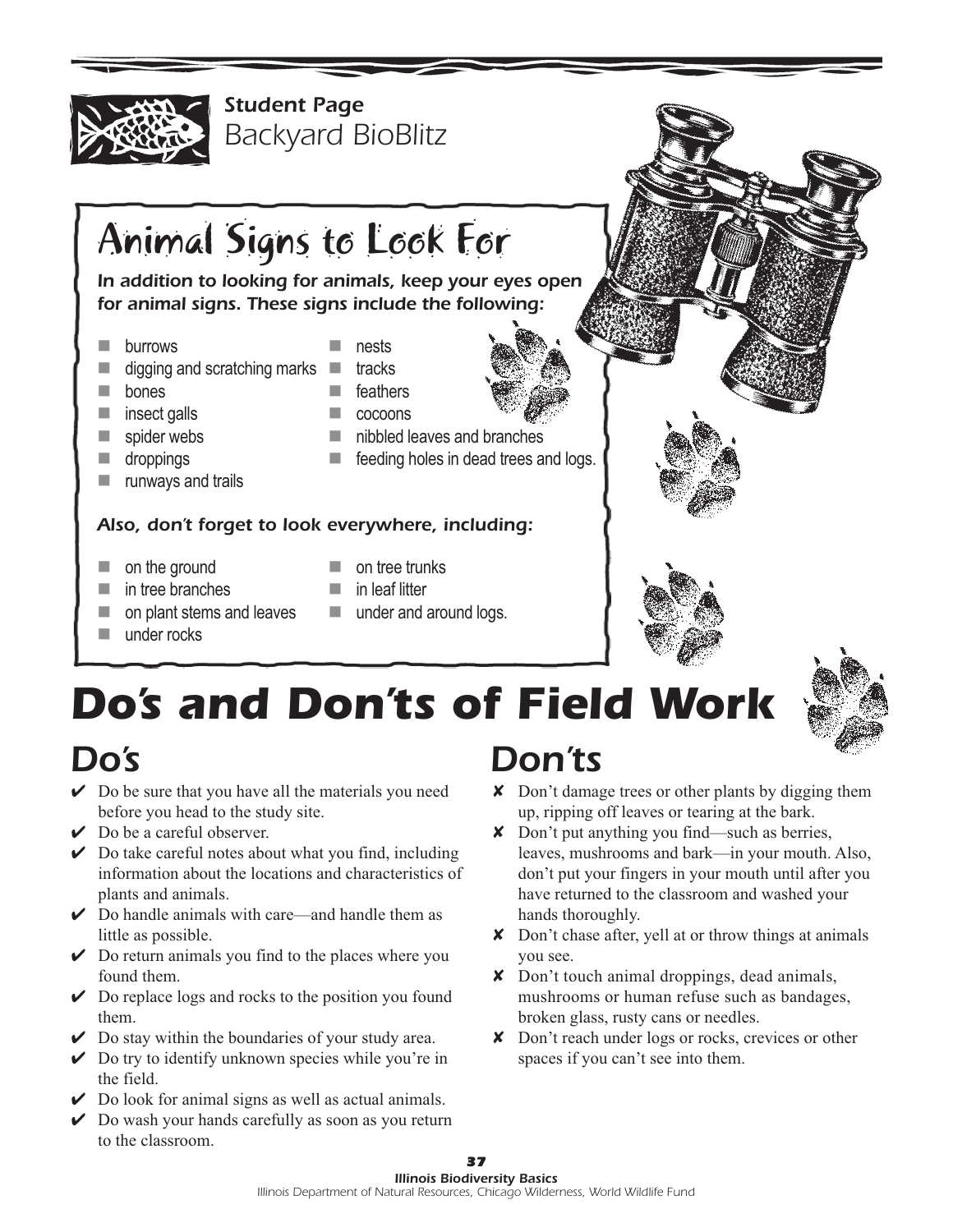Student Page

Backyard BioBlitz

## Animal Signs to Look For

***In addition to looking for animals, keep your eyes open for animal signs. These signs include the following:***

- burrows
- digging and scratching marks
- bones
- insect galls
- spider webs
- droppings
- runways and trails
- nests
- tracks
- feathers
- cocoons
- nibbled leaves and branches
- feeding holes in dead trees and logs.

***Also, don't forget to look everywhere, including:***

- on the ground
- in tree branches
- on plant stems and leaves
- under rocks
- on tree trunks
- in leaf litter
- under and around logs.

# Do's and Don'ts of Field Work

## Do's

- ✔ Do be sure that you have all the materials you need before you head to the study site.
- ✔ Do be a careful observer.
- ✔ Do take careful notes about what you find, including information about the locations and characteristics of plants and animals.
- ✔ Do handle animals with care—and handle them as little as possible.
- ✔ Do return animals you find to the places where you found them.
- ✔ Do replace logs and rocks to the position you found them.
- ✔ Do stay within the boundaries of your study area.
- ✔ Do try to identify unknown species while you're in the field.
- ✔ Do look for animal signs as well as actual animals.
- ✔ Do wash your hands carefully as soon as you return to the classroom.

## Don'ts

- ✘ Don't damage trees or other plants by digging them up, ripping off leaves or tearing at the bark.
- ✘ Don't put anything you find—such as berries, leaves, mushrooms and bark—in your mouth. Also, don't put your fingers in your mouth until after you have returned to the classroom and washed your hands thoroughly.
- ✘ Don't chase after, yell at or throw things at animals you see.
- ✘ Don't touch animal droppings, dead animals, mushrooms or human refuse such as bandages, broken glass, rusty cans or needles.
- ✘ Don't reach under logs or rocks, crevices or other spaces if you can't see into them.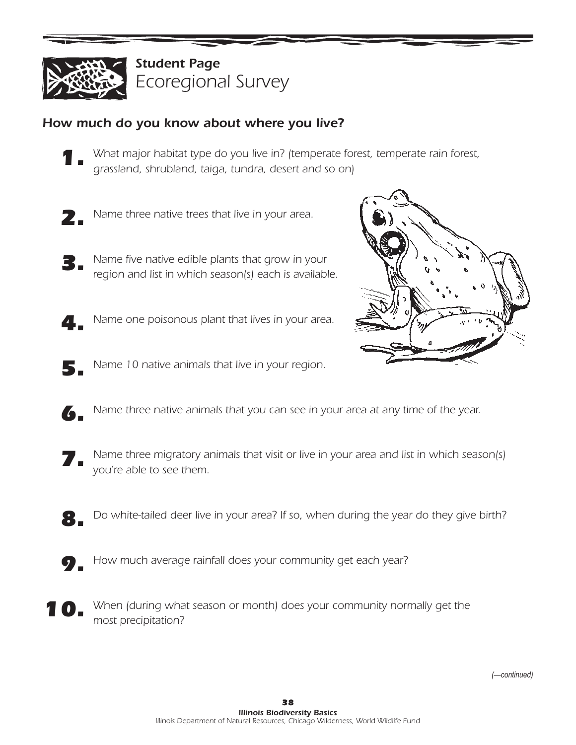*Student Page*
# Ecoregional Survey

### *How much do you know about where you live?*

1. *What major habitat type do you live in? (temperate forest, temperate rain forest, grassland, shrubland, taiga, tundra, desert and so on)*

2. *Name three native trees that live in your area.*

3. *Name five native edible plants that grow in your region and list in which season(s) each is available.*

4. *Name one poisonous plant that lives in your area.*

5. *Name 10 native animals that live in your region.*

6. *Name three native animals that you can see in your area at any time of the year.*

7. *Name three migratory animals that visit or live in your area and list in which season(s) you're able to see them.*

8. *Do white-tailed deer live in your area? If so, when during the year do they give birth?*

9. *How much average rainfall does your community get each year?*

10. *When (during what season or month) does your community normally get the most precipitation?*

*(—continued)*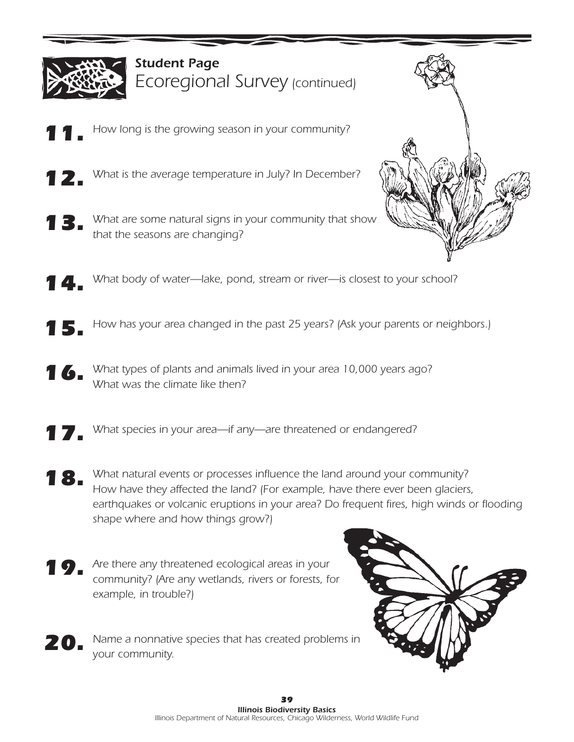## *Student Page*
# *Ecoregional Survey (continued)*

**11.** *How long is the growing season in your community?*

**12.** *What is the average temperature in July? In December?*

**13.** *What are some natural signs in your community that show that the seasons are changing?*

**14.** *What body of water—lake, pond, stream or river—is closest to your school?*

**15.** *How has your area changed in the past 25 years? (Ask your parents or neighbors.)*

**16.** *What types of plants and animals lived in your area 10,000 years ago? What was the climate like then?*

**17.** *What species in your area—if any—are threatened or endangered?*

**18.** *What natural events or processes influence the land around your community? How have they affected the land? (For example, have there ever been glaciers, earthquakes or volcanic eruptions in your area? Do frequent fires, high winds or flooding shape where and how things grow?)*

**19.** *Are there any threatened ecological areas in your community? (Are any wetlands, rivers or forests, for example, in trouble?)*

**20.** *Name a nonnative species that has created problems in your community.*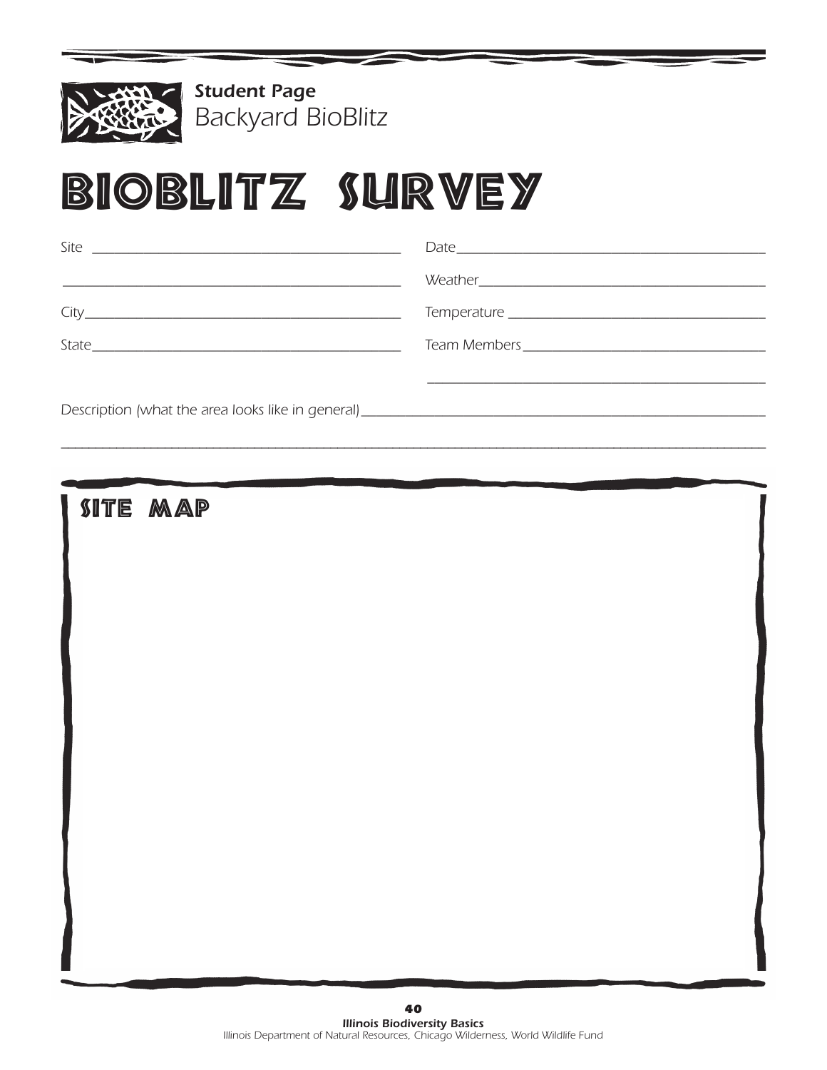*Student Page*
Backyard BioBlitz

# BIOBLITZ SURVEY

Site ______________________________________

______________________________________

City______________________________________

State______________________________________

Date______________________________________

Weather______________________________________

Temperature ______________________________________

Team Members______________________________________

______________________________________

Description (what the area looks like in general)______________________________________

______________________________________

## SITE MAP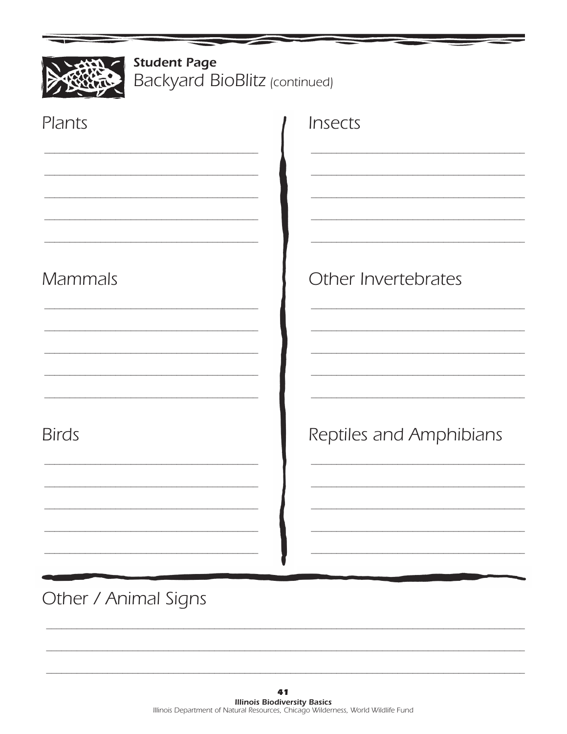**Student Page**

# Backyard BioBlitz *(continued)*

## Plants

## Insects

## Mammals

## Other Invertebrates

## Birds

## Reptiles and Amphibians

## Other / Animal Signs